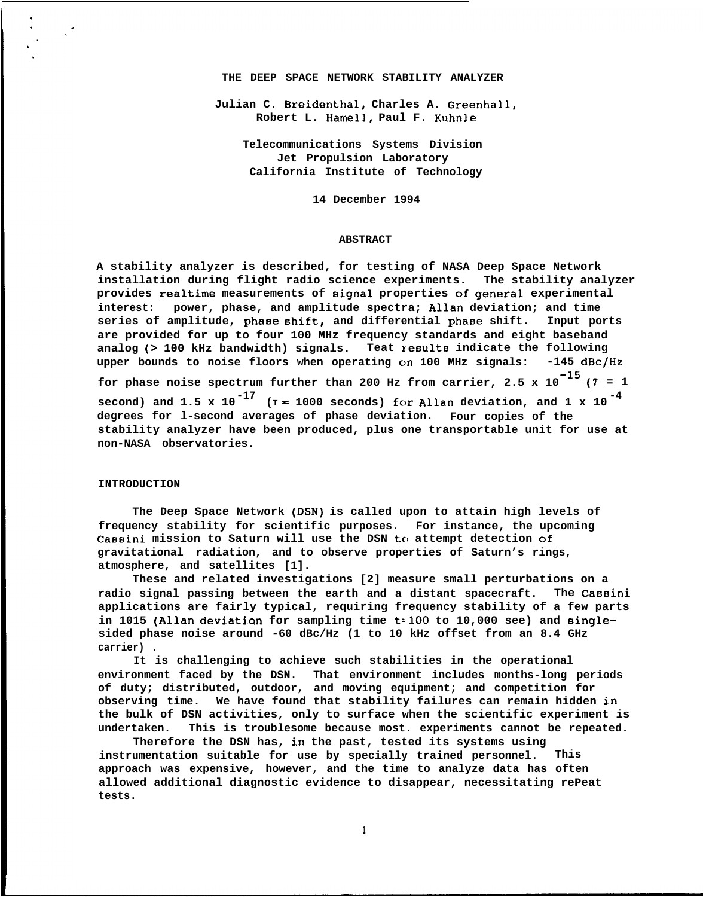# THE DEEP SPACE NETWORK STABILITY ANALYZER

Julian C. Breidenthal, Charles A. Greenhall, Robert L. Hamell, Paul F. Kuhnle

Telecommunications Systems Division
Jet Propulsion Laboratory
California Institute of Technology

14 December 1994

## ABSTRACT

A stability analyzer is described, for testing of NASA Deep Space Network installation during flight radio science experiments. The stability analyzer provides realtime measurements of signal properties of general experimental interest: power, phase, and amplitude spectra; Allan deviation; and time series of amplitude, phase shift, and differential phase shift. Input ports are provided for up to four 100 MHz frequency standards and eight baseband analog (> 100 kHz bandwidth) signals. Teat results indicate the following upper bounds to noise floors when operating on 100 MHz signals: -145 dBc/Hz for phase noise spectrum further than 200 Hz from carrier, $2.5 \times 10^{-15}$ ($\tau$ = 1 second) and $1.5 \times 10^{-17}$ ($\tau$ = 1000 seconds) for Allan deviation, and $1 \times 10^{-4}$ degrees for 1-second averages of phase deviation. Four copies of the stability analyzer have been produced, plus one transportable unit for use at non-NASA observatories.

## INTRODUCTION

The Deep Space Network (DSN) is called upon to attain high levels of frequency stability for scientific purposes. For instance, the upcoming Cassini mission to Saturn will use the DSN to attempt detection of gravitational radiation, and to observe properties of Saturn's rings, atmosphere, and satellites [1].

These and related investigations [2] measure small perturbations on a radio signal passing between the earth and a distant spacecraft. The Cassini applications are fairly typical, requiring frequency stability of a few parts in 1015 (Allan deviation for sampling time t=100 to 10,000 see) and single-sided phase noise around -60 dBc/Hz (1 to 10 kHz offset from an 8.4 GHz carrier).

It is challenging to achieve such stabilities in the operational environment faced by the DSN. That environment includes months-long periods of duty; distributed, outdoor, and moving equipment; and competition for observing time. We have found that stability failures can remain hidden in the bulk of DSN activities, only to surface when the scientific experiment is undertaken. This is troublesome because most. experiments cannot be repeated.

Therefore the DSN has, in the past, tested its systems using instrumentation suitable for use by specially trained personnel. This approach was expensive, however, and the time to analyze data has often allowed additional diagnostic evidence to disappear, necessitating rePeat tests.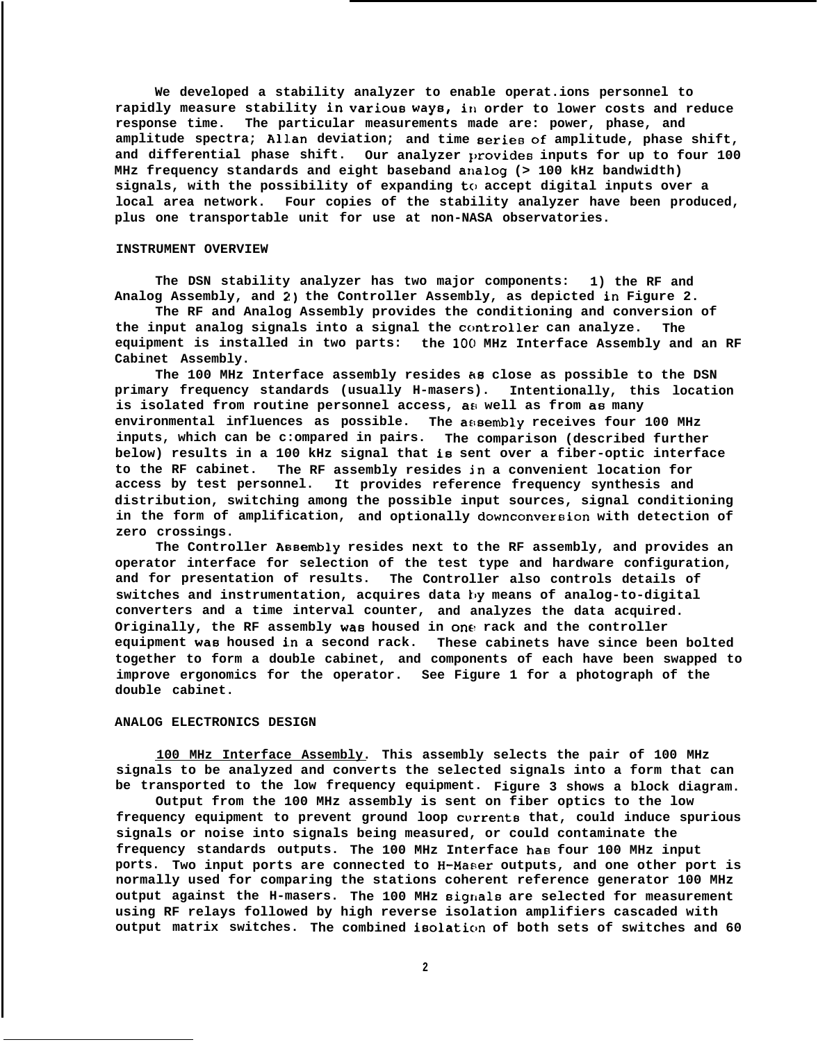We developed a stability analyzer to enable operations personnel to rapidly measure stability in various ways, in order to lower costs and reduce response time. The particular measurements made are: power, phase, and amplitude spectra; Allan deviation; and time series of amplitude, phase shift, and differential phase shift. Our analyzer provides inputs for up to four 100 MHz frequency standards and eight baseband analog (> 100 kHz bandwidth) signals, with the possibility of expanding to accept digital inputs over a local area network. Four copies of the stability analyzer have been produced, plus one transportable unit for use at non-NASA observatories.

## INSTRUMENT OVERVIEW

The DSN stability analyzer has two major components: 1) the RF and Analog Assembly, and 2) the Controller Assembly, as depicted in Figure 2.

The RF and Analog Assembly provides the conditioning and conversion of the input analog signals into a signal the controller can analyze. The equipment is installed in two parts: the 100 MHz Interface Assembly and an RF Cabinet Assembly.

The 100 MHz Interface assembly resides as close as possible to the DSN primary frequency standards (usually H-masers). Intentionally, this location is isolated from routine personnel access, as well as from as many environmental influences as possible. The assembly receives four 100 MHz inputs, which can be compared in pairs. The comparison (described further below) results in a 100 kHz signal that is sent over a fiber-optic interface to the RF cabinet. The RF assembly resides in a convenient location for access by test personnel. It provides reference frequency synthesis and distribution, switching among the possible input sources, signal conditioning in the form of amplification, and optionally downconversion with detection of zero crossings.

The Controller Assembly resides next to the RF assembly, and provides an operator interface for selection of the test type and hardware configuration, and for presentation of results. The Controller also controls details of switches and instrumentation, acquires data by means of analog-to-digital converters and a time interval counter, and analyzes the data acquired. Originally, the RF assembly was housed in one rack and the controller equipment was housed in a second rack. These cabinets have since been bolted together to form a double cabinet, and components of each have been swapped to improve ergonomics for the operator. See Figure 1 for a photograph of the double cabinet.

## ANALOG ELECTRONICS DESIGN

100 MHz Interface Assembly. This assembly selects the pair of 100 MHz signals to be analyzed and converts the selected signals into a form that can be transported to the low frequency equipment. Figure 3 shows a block diagram.

Output from the 100 MHz assembly is sent on fiber optics to the low frequency equipment to prevent ground loop currents that, could induce spurious signals or noise into signals being measured, or could contaminate the frequency standards outputs. The 100 MHz Interface has four 100 MHz input ports. Two input ports are connected to H-Maser outputs, and one other port is normally used for comparing the stations coherent reference generator 100 MHz output against the H-masers. The 100 MHz signals are selected for measurement using RF relays followed by high reverse isolation amplifiers cascaded with output matrix switches. The combined isolation of both sets of switches and 60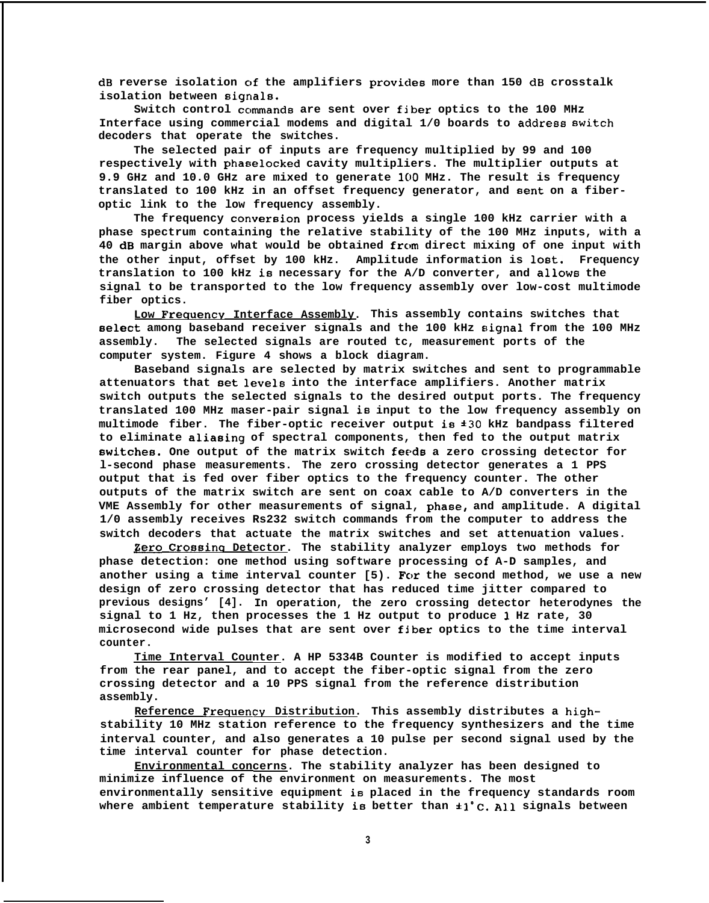dB reverse isolation of the amplifiers provides more than 150 dB crosstalk isolation between signals.

Switch control commands are sent over fiber optics to the 100 MHz Interface using commercial modems and digital 1/0 boards to address switch decoders that operate the switches.

The selected pair of inputs are frequency multiplied by 99 and 100 respectively with phaselocked cavity multipliers. The multiplier outputs at 9.9 GHz and 10.0 GHz are mixed to generate 100 MHz. The result is frequency translated to 100 kHz in an offset frequency generator, and sent on a fiber-optic link to the low frequency assembly.

The frequency conversion process yields a single 100 kHz carrier with a phase spectrum containing the relative stability of the 100 MHz inputs, with a 40 dB margin above what would be obtained from direct mixing of one input with the other input, offset by 100 kHz. Amplitude information is lost. Frequency translation to 100 kHz is necessary for the A/D converter, and allows the signal to be transported to the low frequency assembly over low-cost multimode fiber optics.

__Low Frequency Interface Assembly__. This assembly contains switches that select among baseband receiver signals and the 100 kHz signal from the 100 MHz assembly. The selected signals are routed tc, measurement ports of the computer system. Figure 4 shows a block diagram.

Baseband signals are selected by matrix switches and sent to programmable attenuators that set levels into the interface amplifiers. Another matrix switch outputs the selected signals to the desired output ports. The frequency translated 100 MHz maser-pair signal is input to the low frequency assembly on multimode fiber. The fiber-optic receiver output is ±30 kHz bandpass filtered to eliminate aliasing of spectral components, then fed to the output matrix switches. One output of the matrix switch feeds a zero crossing detector for 1-second phase measurements. The zero crossing detector generates a 1 PPS output that is fed over fiber optics to the frequency counter. The other outputs of the matrix switch are sent on coax cable to A/D converters in the VME Assembly for other measurements of signal, phase, and amplitude. A digital 1/0 assembly receives Rs232 switch commands from the computer to address the switch decoders that actuate the matrix switches and set attenuation values.

__Zero Crossing Detector__. The stability analyzer employs two methods for phase detection: one method using software processing of A-D samples, and another using a time interval counter [5). For the second method, we use a new design of zero crossing detector that has reduced time jitter compared to previous designs' [4]. In operation, the zero crossing detector heterodynes the signal to 1 Hz, then processes the 1 Hz output to produce 1 Hz rate, 30 microsecond wide pulses that are sent over fiber optics to the time interval counter.

__Time Interval Counter__. A HP 5334B Counter is modified to accept inputs from the rear panel, and to accept the fiber-optic signal from the zero crossing detector and a 10 PPS signal from the reference distribution assembly.

__Reference Frequency Distribution__. This assembly distributes a high-stability 10 MHz station reference to the frequency synthesizers and the time interval counter, and also generates a 10 pulse per second signal used by the time interval counter for phase detection.

__Environmental concerns__. The stability analyzer has been designed to minimize influence of the environment on measurements. The most environmentally sensitive equipment is placed in the frequency standards room where ambient temperature stability is better than ±1°C. All signals between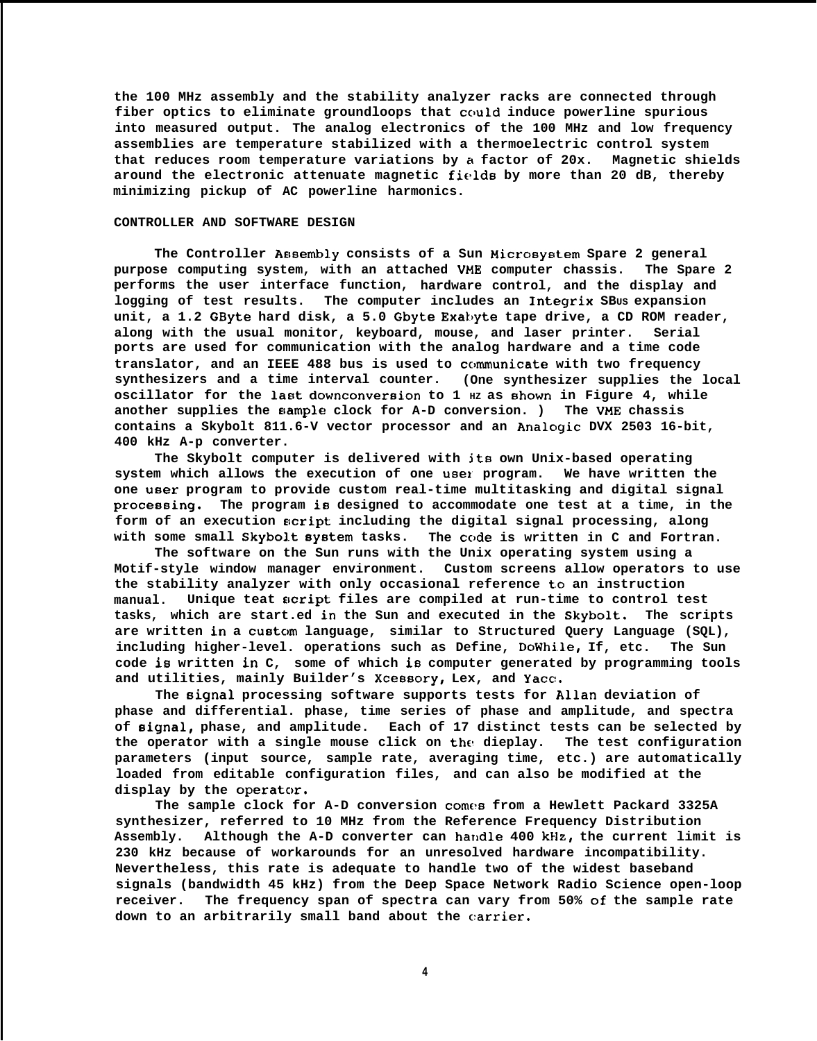the 100 MHz assembly and the stability analyzer racks are connected through fiber optics to eliminate groundloops that could induce powerline spurious into measured output. The analog electronics of the 100 MHz and low frequency assemblies are temperature stabilized with a thermoelectric control system that reduces room temperature variations by a factor of 20x. Magnetic shields around the electronic attenuate magnetic fields by more than 20 dB, thereby minimizing pickup of AC powerline harmonics.

## CONTROLLER AND SOFTWARE DESIGN

The Controller Assembly consists of a Sun Microsystem Spare 2 general purpose computing system, with an attached VME computer chassis. The Spare 2 performs the user interface function, hardware control, and the display and logging of test results. The computer includes an Integrix SBUS expansion unit, a 1.2 GByte hard disk, a 5.0 Gbyte Exabyte tape drive, a CD ROM reader, along with the usual monitor, keyboard, mouse, and laser printer. Serial ports are used for communication with the analog hardware and a time code translator, and an IEEE 488 bus is used to communicate with two frequency synthesizers and a time interval counter. (One synthesizer supplies the local oscillator for the last downconversion to 1 HZ as shown in Figure 4, while another supplies the sample clock for A-D conversion. ) The VME chassis contains a Skybolt 811.6-V vector processor and an Analogic DVX 2503 16-bit, 400 kHz A-p converter.

The Skybolt computer is delivered with its own Unix-based operating system which allows the execution of one user program. We have written the one user program to provide custom real-time multitasking and digital signal processing. The program is designed to accommodate one test at a time, in the form of an execution script including the digital signal processing, along with some small Skybolt system tasks. The code is written in C and Fortran.

The software on the Sun runs with the Unix operating system using a Motif-style window manager environment. Custom screens allow operators to use the stability analyzer with only occasional reference to an instruction manual. Unique teat script files are compiled at run-time to control test tasks, which are start.ed in the Sun and executed in the Skybolt. The scripts are written in a custom language, similar to Structured Query Language (SQL), including higher-level. operations such as Define, DoWhile, If, etc. The Sun code is written in C, some of which is computer generated by programming tools and utilities, mainly Builder's Xcessory, Lex, and Yacc.

The signal processing software supports tests for Allan deviation of phase and differential. phase, time series of phase and amplitude, and spectra of signal, phase, and amplitude. Each of 17 distinct tests can be selected by the operator with a single mouse click on the dieplay. The test configuration parameters (input source, sample rate, averaging time, etc.) are automatically loaded from editable configuration files, and can also be modified at the display by the operator.

The sample clock for A-D conversion comes from a Hewlett Packard 3325A synthesizer, referred to 10 MHz from the Reference Frequency Distribution Assembly. Although the A-D converter can handle 400 kHz, the current limit is 230 kHz because of workarounds for an unresolved hardware incompatibility. Nevertheless, this rate is adequate to handle two of the widest baseband signals (bandwidth 45 kHz) from the Deep Space Network Radio Science open-loop receiver. The frequency span of spectra can vary from 50% of the sample rate down to an arbitrarily small band about the carrier.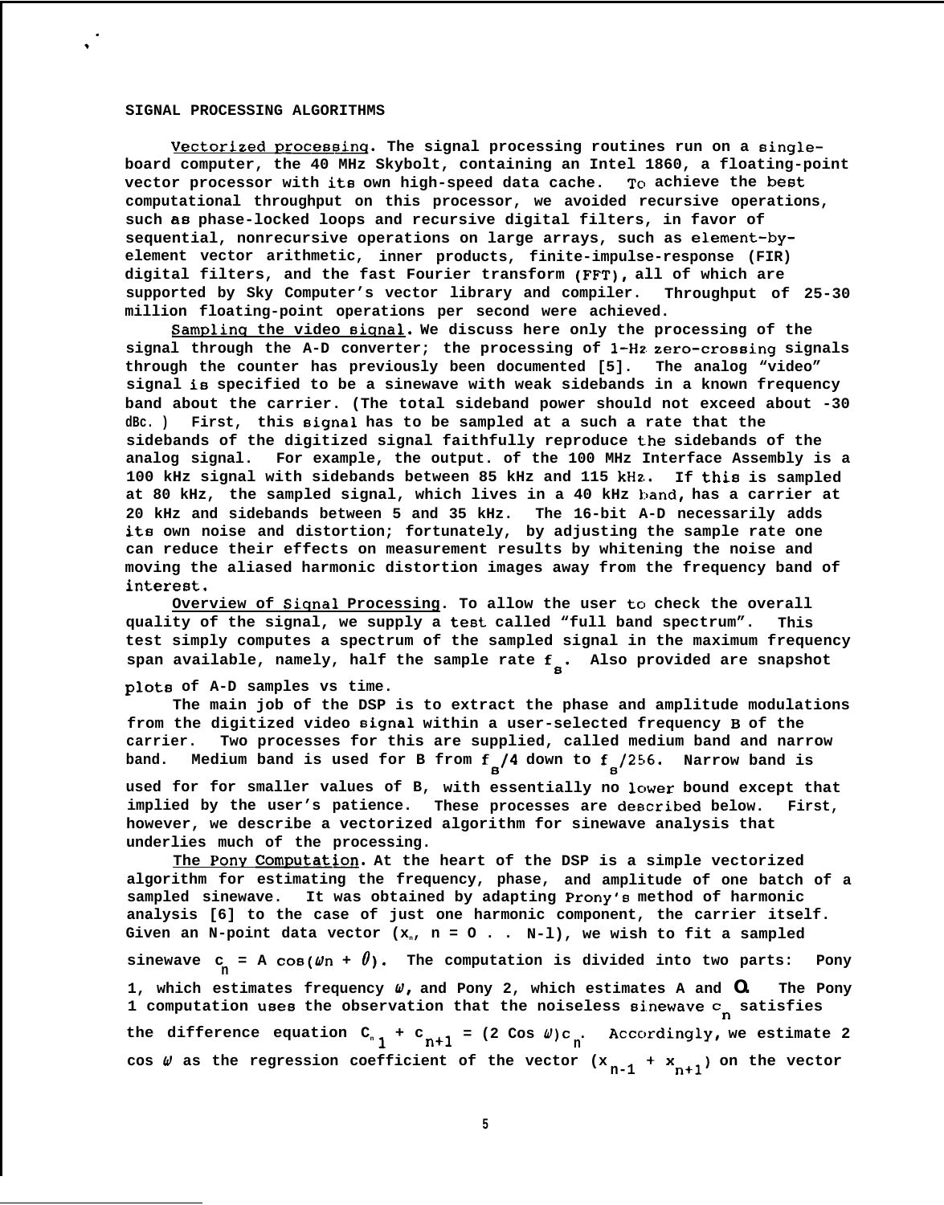## SIGNAL PROCESSING ALGORITHMS

Vectorized processing. The signal processing routines run on a single-board computer, the 40 MHz Skybolt, containing an Intel i860, a floating-point vector processor with its own high-speed data cache. To achieve the best computational throughput on this processor, we avoided recursive operations, such as phase-locked loops and recursive digital filters, in favor of sequential, nonrecursive operations on large arrays, such as element-by-element vector arithmetic, inner products, finite-impulse-response (FIR) digital filters, and the fast Fourier transform (FFT), all of which are supported by Sky Computer's vector library and compiler. Throughput of 25-30 million floating-point operations per second were achieved.

Sampling the video signal. We discuss here only the processing of the signal through the A-D converter; the processing of 1-Hz zero-crossing signals through the counter has previously been documented [5]. The analog "video" signal is specified to be a sinewave with weak sidebands in a known frequency band about the carrier. (The total sideband power should not exceed about -30 dBc.) First, this signal has to be sampled at a such a rate that the sidebands of the digitized signal faithfully reproduce the sidebands of the analog signal. For example, the output. of the 100 MHz Interface Assembly is a 100 kHz signal with sidebands between 85 kHz and 115 kHz. If this is sampled at 80 kHz, the sampled signal, which lives in a 40 kHz band, has a carrier at 20 kHz and sidebands between 5 and 35 kHz. The 16-bit A-D necessarily adds its own noise and distortion; fortunately, by adjusting the sample rate one can reduce their effects on measurement results by whitening the noise and moving the aliased harmonic distortion images away from the frequency band of interest.

Overview of Signal Processing. To allow the user to check the overall quality of the signal, we supply a test called "full band spectrum". This test simply computes a spectrum of the sampled signal in the maximum frequency span available, namely, half the sample rate $f_s$. Also provided are snapshot plots of A-D samples vs time.

The main job of the DSP is to extract the phase and amplitude modulations from the digitized video signal within a user-selected frequency B of the carrier. Two processes for this are supplied, called medium band and narrow band. Medium band is used for B from $f_s/4$ down to $f_s/256$. Narrow band is used for for smaller values of B, with essentially no lower bound except that implied by the user's patience. These processes are described below. First, however, we describe a vectorized algorithm for sinewave analysis that underlies much of the processing.

The Pony Computation. At the heart of the DSP is a simple vectorized algorithm for estimating the frequency, phase, and amplitude of one batch of a sampled sinewave. It was obtained by adapting Prony's method of harmonic analysis [6] to the case of just one harmonic component, the carrier itself. Given an N-point data vector ($x_n$, n = 0 . . N-1), we wish to fit a sampled sinewave $c_n = A\cos(\omega n + \theta)$. The computation is divided into two parts: Pony 1, which estimates frequency $\omega$, and Pony 2, which estimates A and $\theta$. The Pony 1 computation uses the observation that the noiseless sinewave $c_n$ satisfies the difference equation $c_{n-1} + c_{n+1} = (2\cos\omega)c_n$. Accordingly, we estimate $2\cos\omega$ as the regression coefficient of the vector $(x_{n-1} + x_{n+1})$ on the vector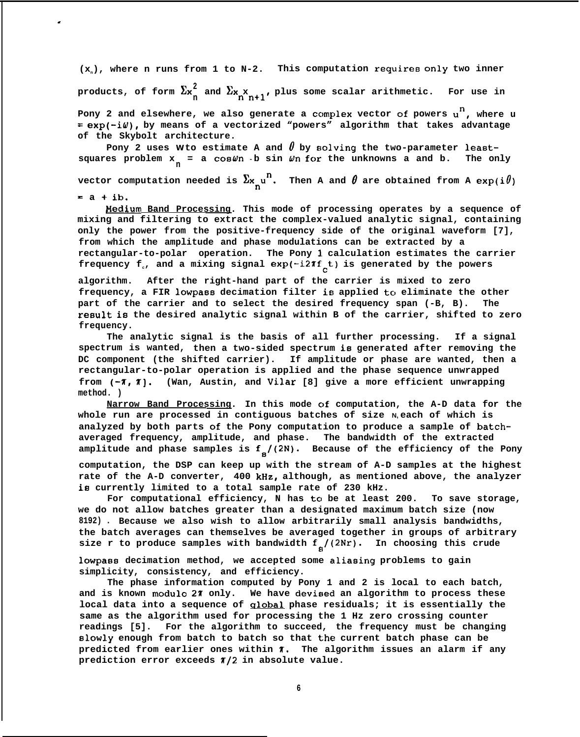$(x_n)$, where n runs from 1 to N-2. This computation requires only two inner products, of form $\Sigma x_n^2$ and $\Sigma x_n x_{n+1}$, plus some scalar arithmetic. For use in Pony 2 and elsewhere, we also generate a complex vector of powers $u^n$, where $u = \exp(-i\omega)$, by means of a vectorized "powers" algorithm that takes advantage of the Skybolt architecture.

Pony 2 uses $\omega$ to estimate A and $\theta$ by solving the two-parameter least-squares problem $x_n = a \cos\omega n - b \sin \omega n$ for the unknowns a and b. The only vector computation needed is $\Sigma x_n u^n$. Then A and $\theta$ are obtained from $A \exp(i\theta) = a + ib$.

<u>Medium Band Processing</u>. This mode of processing operates by a sequence of mixing and filtering to extract the complex-valued analytic signal, containing only the power from the positive-frequency side of the original waveform [7], from which the amplitude and phase modulations can be extracted by a rectangular-to-polar operation. The Pony 1 calculation estimates the carrier frequency $f_c$, and a mixing signal $\exp(-i2\pi f_c t)$ is generated by the powers algorithm. After the right-hand part of the carrier is mixed to zero frequency, a FIR lowpass decimation filter is applied to eliminate the other part of the carrier and to select the desired frequency span (-B, B). The result is the desired analytic signal within B of the carrier, shifted to zero frequency.

The analytic signal is the basis of all further processing. If a signal spectrum is wanted, then a two-sided spectrum is generated after removing the DC component (the shifted carrier). If amplitude or phase are wanted, then a rectangular-to-polar operation is applied and the phase sequence unwrapped from $(-\pi, \pi]$. (Wan, Austin, and Vilar [8] give a more efficient unwrapping method.)

<u>Narrow Band Processing</u>. In this mode of computation, the A-D data for the whole run are processed in contiguous batches of size N, each of which is analyzed by both parts of the Pony computation to produce a sample of batch-averaged frequency, amplitude, and phase. The bandwidth of the extracted amplitude and phase samples is $f_s/(2N)$. Because of the efficiency of the Pony computation, the DSP can keep up with the stream of A-D samples at the highest rate of the A-D converter, 400 kHz, although, as mentioned above, the analyzer is currently limited to a total sample rate of 230 kHz.

For computational efficiency, N has to be at least 200. To save storage, we do not allow batches greater than a designated maximum batch size (now 8192). Because we also wish to allow arbitrarily small analysis bandwidths, the batch averages can themselves be averaged together in groups of arbitrary size r to produce samples with bandwidth $f_s/(2Nr)$. In choosing this crude lowpass decimation method, we accepted some aliasing problems to gain simplicity, consistency, and efficiency.

The phase information computed by Pony 1 and 2 is local to each batch, and is known modulo $2\pi$ only. We have devised an algorithm to process these local data into a sequence of <u>global</u> phase residuals; it is essentially the same as the algorithm used for processing the 1 Hz zero crossing counter readings [5]. For the algorithm to succeed, the frequency must be changing slowly enough from batch to batch so that the current batch phase can be predicted from earlier ones within $\pi$. The algorithm issues an alarm if any prediction error exceeds $\pi/2$ in absolute value.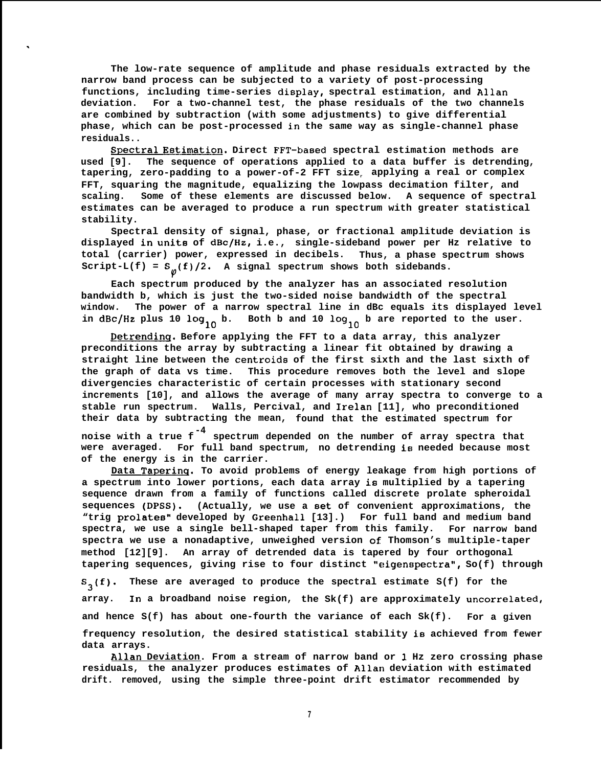The low-rate sequence of amplitude and phase residuals extracted by the narrow band process can be subjected to a variety of post-processing functions, including time-series display, spectral estimation, and Allan deviation. For a two-channel test, the phase residuals of the two channels are combined by subtraction (with some adjustments) to give differential phase, which can be post-processed in the same way as single-channel phase residuals..

Spectral Estimation. Direct FFT-based spectral estimation methods are used [9]. The sequence of operations applied to a data buffer is detrending, tapering, zero-padding to a power-of-2 FFT size, applying a real or complex FFT, squaring the magnitude, equalizing the lowpass decimation filter, and scaling. Some of these elements are discussed below. A sequence of spectral estimates can be averaged to produce a run spectrum with greater statistical stability.

Spectral density of signal, phase, or fractional amplitude deviation is displayed in units of dBc/Hz, i.e., single-sideband power per Hz relative to total (carrier) power, expressed in decibels. Thus, a phase spectrum shows Script-L(f) = $S_{\varphi}(f)/2$. A signal spectrum shows both sidebands.

Each spectrum produced by the analyzer has an associated resolution bandwidth b, which is just the two-sided noise bandwidth of the spectral window. The power of a narrow spectral line in dBc equals its displayed level in dBc/Hz plus $10 \log_{10} b$. Both b and $10 \log_{10} b$ are reported to the user.

Detrending. Before applying the FFT to a data array, this analyzer preconditions the array by subtracting a linear fit obtained by drawing a straight line between the centroids of the first sixth and the last sixth of the graph of data vs time. This procedure removes both the level and slope divergencies characteristic of certain processes with stationary second increments [10], and allows the average of many array spectra to converge to a stable run spectrum. Walls, Percival, and Irelan [11], who preconditioned their data by subtracting the mean, found that the estimated spectrum for noise with a true $f^{-4}$ spectrum depended on the number of array spectra that were averaged. For full band spectrum, no detrending is needed because most of the energy is in the carrier.

Data Tapering. To avoid problems of energy leakage from high portions of a spectrum into lower portions, each data array is multiplied by a tapering sequence drawn from a family of functions called discrete prolate spheroidal sequences (DPSS). (Actually, we use a set of convenient approximations, the "trig prolates" developed by Greenhall [13].) For full band and medium band spectra, we use a single bell-shaped taper from this family. For narrow band spectra we use a nonadaptive, unweighed version of Thomson's multiple-taper method [12][9]. An array of detrended data is tapered by four orthogonal tapering sequences, giving rise to four distinct "eigenspectra", $S_0(f)$ through $S_3(f)$. These are averaged to produce the spectral estimate S(f) for the array. In a broadband noise region, the $S_k(f)$ are approximately uncorrelated, and hence S(f) has about one-fourth the variance of each $S_k(f)$. For a given frequency resolution, the desired statistical stability is achieved from fewer data arrays.

Allan Deviation. From a stream of narrow band or 1 Hz zero crossing phase residuals, the analyzer produces estimates of Allan deviation with estimated drift. removed, using the simple three-point drift estimator recommended by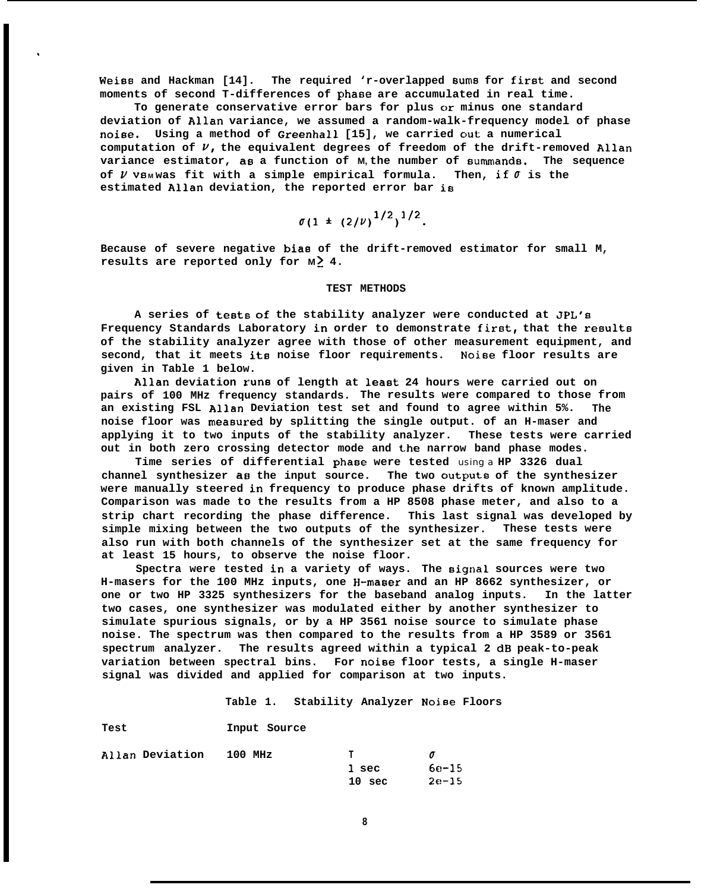Weiss and Hackman [14]. The required 'r-overlapped sums for first and second moments of second T-differences of phase are accumulated in real time.

To generate conservative error bars for plus or minus one standard deviation of Allan variance, we assumed a random-walk-frequency model of phase noise. Using a method of Greenhall [15], we carried out a numerical computation of $\nu$, the equivalent degrees of freedom of the drift-removed Allan variance estimator, as a function of M, the number of summands. The sequence of $\nu$ vs M was fit with a simple empirical formula. Then, if $\sigma$ is the estimated Allan deviation, the reported error bar is

$$\sigma(1 \pm (2/\nu)^{1/2})^{1/2}.$$

Because of severe negative bias of the drift-removed estimator for small M, results are reported only for $M \geq 4$.

## TEST METHODS

A series of tests of the stability analyzer were conducted at JPL's Frequency Standards Laboratory in order to demonstrate first, that the results of the stability analyzer agree with those of other measurement equipment, and second, that it meets its noise floor requirements. Noise floor results are given in Table 1 below.

Allan deviation runs of length at least 24 hours were carried out on pairs of 100 MHz frequency standards. The results were compared to those from an existing FSL Allan Deviation test set and found to agree within 5%. The noise floor was measured by splitting the single output. of an H-maser and applying it to two inputs of the stability analyzer. These tests were carried out in both zero crossing detector mode and the narrow band phase modes.

Time series of differential phase were tested using a HP 3326 dual channel synthesizer as the input source. The two outputs of the synthesizer were manually steered in frequency to produce phase drifts of known amplitude. Comparison was made to the results from a HP 8508 phase meter, and also to a strip chart recording the phase difference. This last signal was developed by simple mixing between the two outputs of the synthesizer. These tests were also run with both channels of the synthesizer set at the same frequency for at least 15 hours, to observe the noise floor.

Spectra were tested in a variety of ways. The signal sources were two H-masers for the 100 MHz inputs, one H-maser and an HP 8662 synthesizer, or one or two HP 3325 synthesizers for the baseband analog inputs. In the latter two cases, one synthesizer was modulated either by another synthesizer to simulate spurious signals, or by a HP 3561 noise source to simulate phase noise. The spectrum was then compared to the results from a HP 3589 or 3561 spectrum analyzer. The results agreed within a typical 2 dB peak-to-peak variation between spectral bins. For noise floor tests, a single H-maser signal was divided and applied for comparison at two inputs.

Table 1. Stability Analyzer Noise Floors

| Test | Input Source | T | $\sigma$ |
|---|---|---|---|
| Allan Deviation | 100 MHz | 1 sec | 6e-15 |
| | | 10 sec | 2e-15 |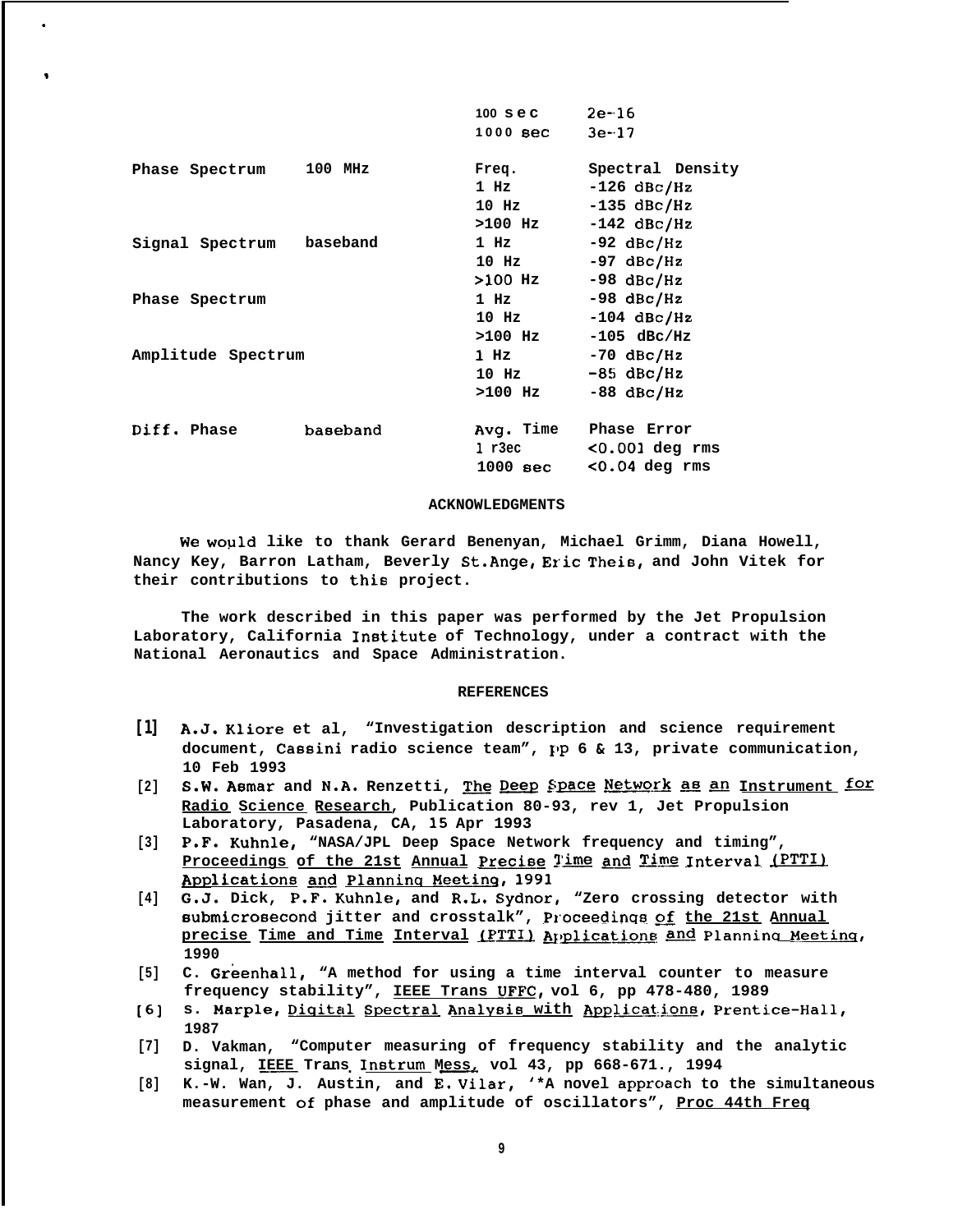| | | | |
|---|---|---|---|
| | | 100 sec | 2e-16 |
| | | 1000 sec | 3e-17 |
| Phase Spectrum | 100 MHz | Freq. | Spectral Density |
| | | 1 Hz | -126 dBc/Hz |
| | | 10 Hz | -135 dBc/Hz |
| | | >100 Hz | -142 dBc/Hz |
| Signal Spectrum | baseband | 1 Hz | -92 dBc/Hz |
| | | 10 Hz | -97 dBc/Hz |
| | | >100 Hz | -98 dBc/Hz |
| Phase Spectrum | | 1 Hz | -98 dBc/Hz |
| | | 10 Hz | -104 dBc/Hz |
| | | >100 Hz | -105 dBc/Hz |
| Amplitude Spectrum | | 1 Hz | -70 dBc/Hz |
| | | 10 Hz | -85 dBc/Hz |
| | | >100 Hz | -88 dBc/Hz |
| Diff. Phase | baseband | Avg. Time | Phase Error |
| | | 1 sec | <0.001 deg rms |
| | | 1000 sec | <0.04 deg rms |

## ACKNOWLEDGMENTS

We would like to thank Gerard Benenyan, Michael Grimm, Diana Howell, Nancy Key, Barron Latham, Beverly St.Ange, Eric Theis, and John Vitek for their contributions to this project.

The work described in this paper was performed by the Jet Propulsion Laboratory, California Institute of Technology, under a contract with the National Aeronautics and Space Administration.

## REFERENCES

[1] A.J. Kliore et al, "Investigation description and science requirement document, Cassini radio science team", pp 6 & 13, private communication, 10 Feb 1993

[2] S.W. Asmar and N.A. Renzetti, The Deep Space Network as an Instrument for Radio Science Research, Publication 80-93, rev 1, Jet Propulsion Laboratory, Pasadena, CA, 15 Apr 1993

[3] P.F. Kuhnle, "NASA/JPL Deep Space Network frequency and timing", Proceedings of the 21st Annual Precise Time and Time Interval (PTTI) Applications and Planning Meeting, 1991

[4] G.J. Dick, P.F. Kuhnle, and R.L. Sydnor, "Zero crossing detector with submicrosecond jitter and crosstalk", Proceedings of the 21st Annual precise Time and Time Interval (PTTI) Applications and Planning Meeting, 1990

[5] C. Greenhall, "A method for using a time interval counter to measure frequency stability", IEEE Trans UFFC, vol 6, pp 478-480, 1989

[6] S. Marple, Digital Spectral Analysis with Applications, Prentice-Hall, 1987

[7] D. Vakman, "Computer measuring of frequency stability and the analytic signal, IEEE Trans Instrum Mess, vol 43, pp 668-671., 1994

[8] K.-W. Wan, J. Austin, and E. Vilar, '"A novel approach to the simultaneous measurement of phase and amplitude of oscillators", Proc 44th Freq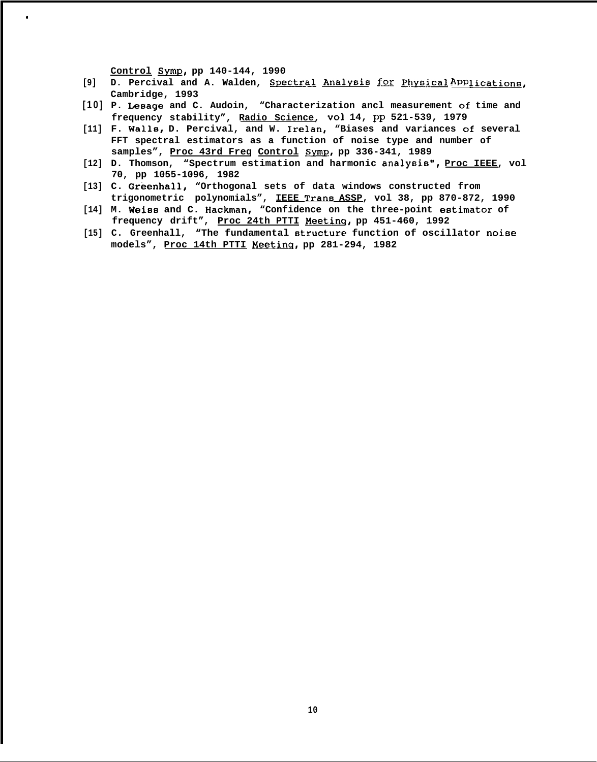Control Symp, pp 140-144, 1990

[9] D. Percival and A. Walden, Spectral Analysis for Physical Applications, Cambridge, 1993

[10] P. Lesage and C. Audoin, "Characterization ancl measurement of time and frequency stability", Radio Science, vol 14, pp 521-539, 1979

[11] F. Walls, D. Percival, and W. Irelan, "Biases and variances of several FFT spectral estimators as a function of noise type and number of samples", Proc 43rd Freq Control Symp, pp 336-341, 1989

[12] D. Thomson, "Spectrum estimation and harmonic analysis", Proc IEEE, vol 70, pp 1055-1096, 1982

[13] C. Greenhall, "Orthogonal sets of data windows constructed from trigonometric polynomials", IEEE Trans ASSP, vol 38, pp 870-872, 1990

[14] M. Weiss and C. Hackman, "Confidence on the three-point estimator of frequency drift", Proc 24th PTTI Meeting, pp 451-460, 1992

[15] C. Greenhall, "The fundamental structure function of oscillator noise models", Proc 14th PTTI Meeting, pp 281-294, 1982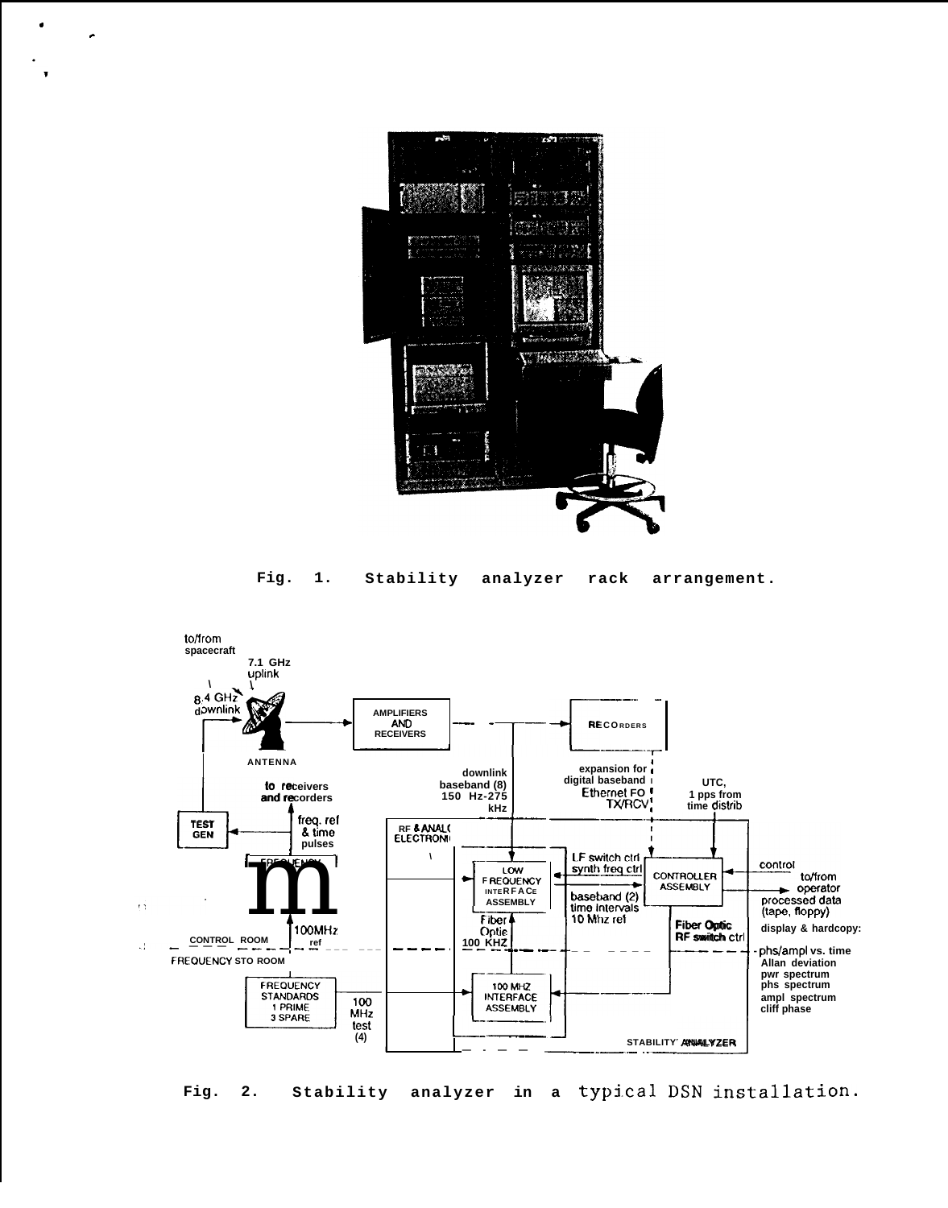Fig. 1. Stability analyzer rack arrangement.

Fig. 2. Stability analyzer in a typical DSN installation.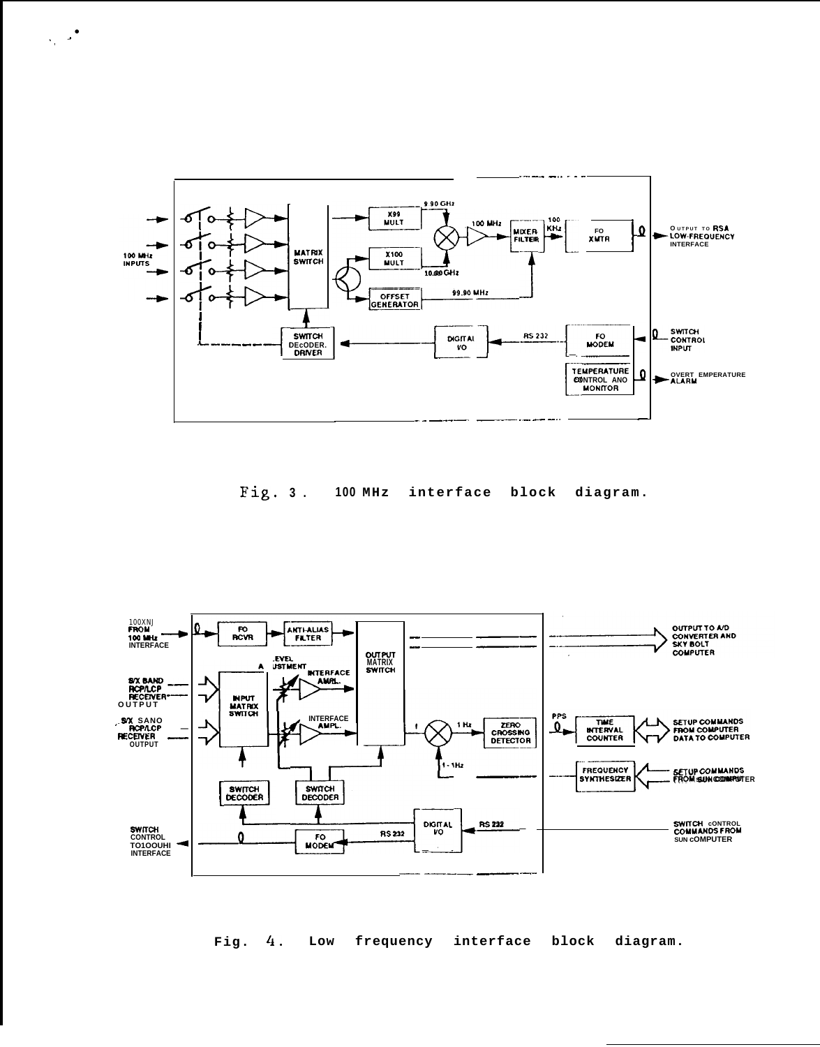100 MHz INPUTS

MATRIX SWITCH

X99 MULT

9.90 GHz

X100 MULT

10.00 GHz

OFFSET GENERATOR

99.90 MHz

100 MHz

MIXER FILTER

100 KHz

FO XMTR

OUTPUT TO RSA LOW-FREQUENCY INTERFACE

SWITCH DECODER. DRIVER

DIGITAL I/O

RS 232

FO MODEM

SWITCH CONTROL INPUT

TEMPERATURE CONTROL AND MONITOR

OVERTEMPERATURE ALARM

Fig. 3. 100 MHz interface block diagram.

FROM 100 MHz INTERFACE

FO RCVR

ANTI-ALIAS FILTER

OUTPUT MATRIX SWITCH

OUTPUT TO A/D CONVERTER AND SKY BOLT COMPUTER

S/X BAND RCP/LCP RECEIVER OUTPUT

S/X BAND RCP/LCP RECEIVER OUTPUT

INPUT MATRIX SWITCH

LEVEL ADJUSTMENT

INTERFACE AMPL.

INTERFACE AMPL.

1 Hz

ZERO CROSSING DETECTOR

1 - 1Hz

PPS

TIME INTERVAL COUNTER

SETUP COMMANDS FROM COMPUTER DATA TO COMPUTER

FREQUENCY SYNTHESIZER

SETUP COMMANDS FROM SUN COMPUTER

SWITCH DECODER

SWITCH DECODER

DIGITAL I/O

RS 232

SWITCH CONTROL COMMANDS FROM SUN COMPUTER

SWITCH CONTROL TO 100 MHz INTERFACE

FO MODEM

RS 232

Fig. 4. Low frequency interface block diagram.